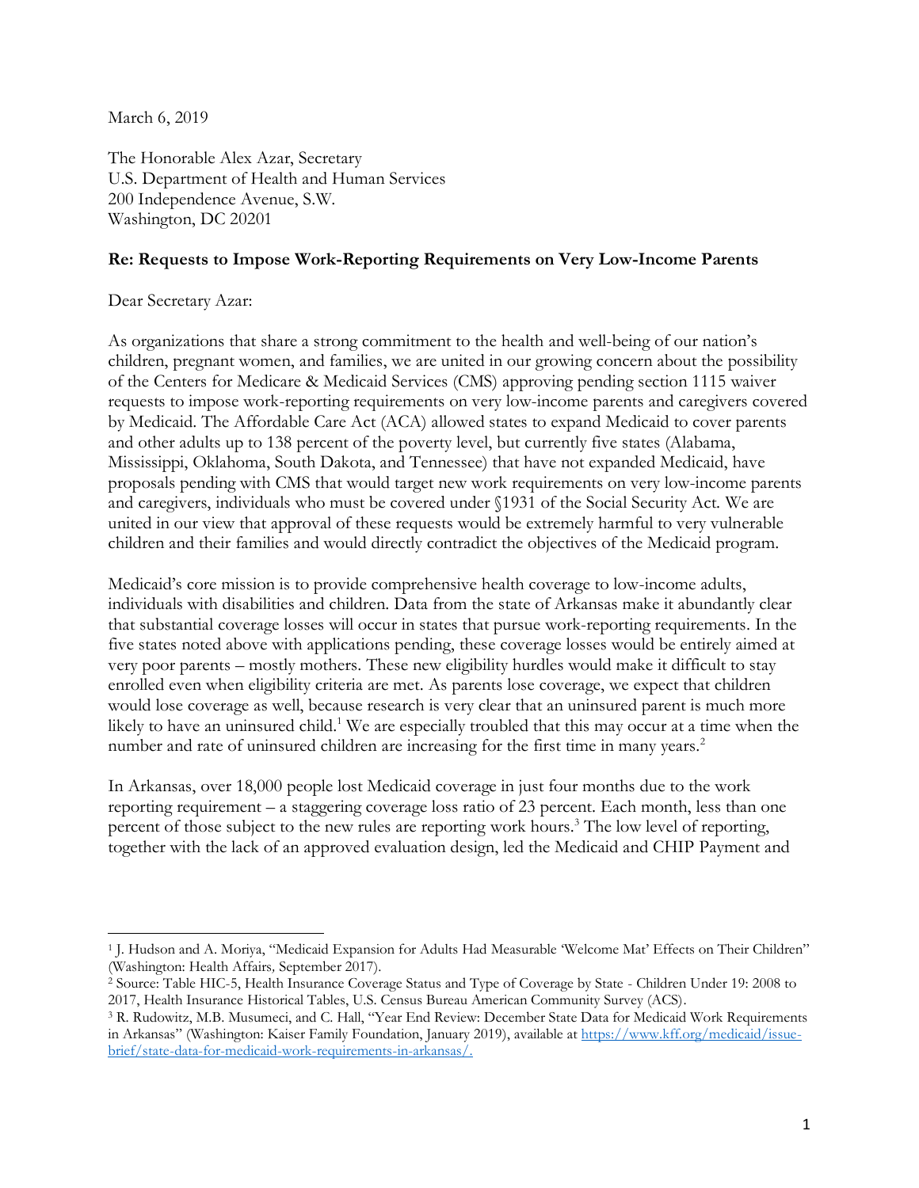March 6, 2019

The Honorable Alex Azar, Secretary
U.S. Department of Health and Human Services
200 Independence Avenue, S.W.
Washington, DC 20201

**Re: Requests to Impose Work-Reporting Requirements on Very Low-Income Parents**

Dear Secretary Azar:

As organizations that share a strong commitment to the health and well-being of our nation's children, pregnant women, and families, we are united in our growing concern about the possibility of the Centers for Medicare & Medicaid Services (CMS) approving pending section 1115 waiver requests to impose work-reporting requirements on very low-income parents and caregivers covered by Medicaid. The Affordable Care Act (ACA) allowed states to expand Medicaid to cover parents and other adults up to 138 percent of the poverty level, but currently five states (Alabama, Mississippi, Oklahoma, South Dakota, and Tennessee) that have not expanded Medicaid, have proposals pending with CMS that would target new work requirements on very low-income parents and caregivers, individuals who must be covered under §1931 of the Social Security Act. We are united in our view that approval of these requests would be extremely harmful to very vulnerable children and their families and would directly contradict the objectives of the Medicaid program.

Medicaid's core mission is to provide comprehensive health coverage to low-income adults, individuals with disabilities and children. Data from the state of Arkansas make it abundantly clear that substantial coverage losses will occur in states that pursue work-reporting requirements. In the five states noted above with applications pending, these coverage losses would be entirely aimed at very poor parents – mostly mothers. These new eligibility hurdles would make it difficult to stay enrolled even when eligibility criteria are met. As parents lose coverage, we expect that children would lose coverage as well, because research is very clear that an uninsured parent is much more likely to have an uninsured child.[1] We are especially troubled that this may occur at a time when the number and rate of uninsured children are increasing for the first time in many years.[2]

In Arkansas, over 18,000 people lost Medicaid coverage in just four months due to the work reporting requirement – a staggering coverage loss ratio of 23 percent. Each month, less than one percent of those subject to the new rules are reporting work hours.[3] The low level of reporting, together with the lack of an approved evaluation design, led the Medicaid and CHIP Payment and

---

[1] J. Hudson and A. Moriya, "Medicaid Expansion for Adults Had Measurable 'Welcome Mat' Effects on Their Children" (Washington: Health Affairs*,* September 2017).

[2] Source: Table HIC-5, Health Insurance Coverage Status and Type of Coverage by State - Children Under 19: 2008 to 2017, Health Insurance Historical Tables, U.S. Census Bureau American Community Survey (ACS).

[3] R. Rudowitz, M.B. Musumeci, and C. Hall, "Year End Review: December State Data for Medicaid Work Requirements in Arkansas" (Washington: Kaiser Family Foundation, January 2019), available at https://www.kff.org/medicaid/issue-brief/state-data-for-medicaid-work-requirements-in-arkansas/.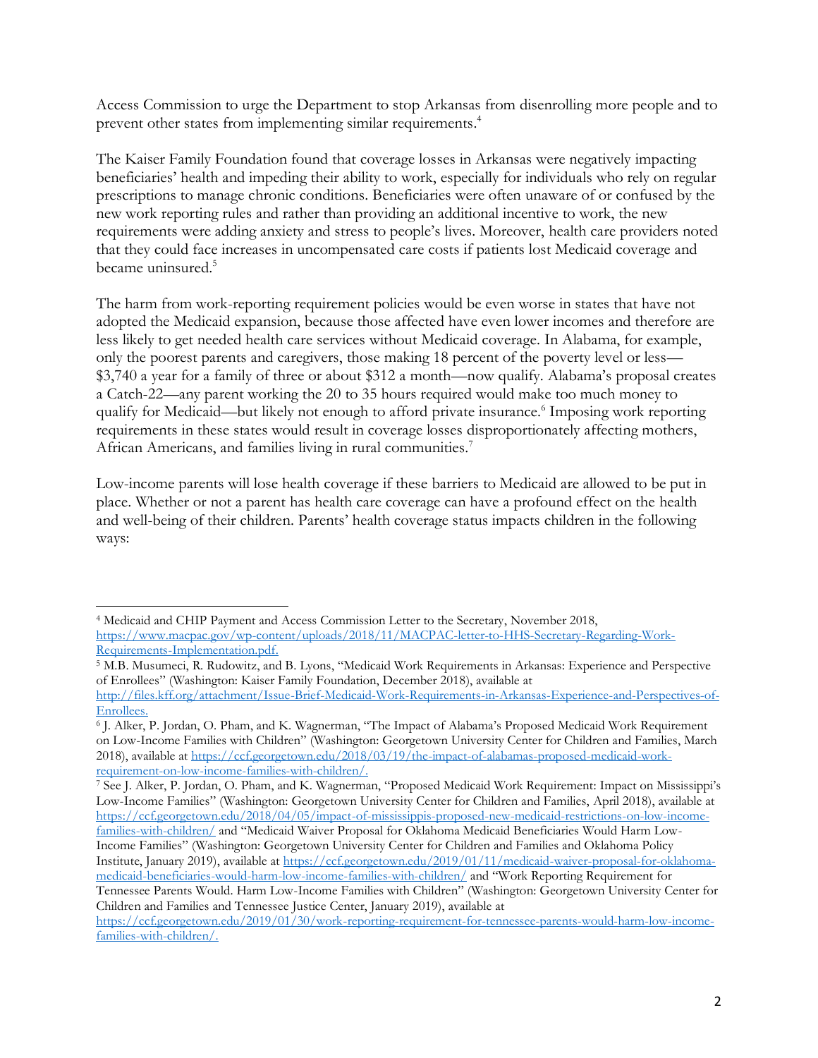Access Commission to urge the Department to stop Arkansas from disenrolling more people and to prevent other states from implementing similar requirements.[4]

The Kaiser Family Foundation found that coverage losses in Arkansas were negatively impacting beneficiaries' health and impeding their ability to work, especially for individuals who rely on regular prescriptions to manage chronic conditions. Beneficiaries were often unaware of or confused by the new work reporting rules and rather than providing an additional incentive to work, the new requirements were adding anxiety and stress to people's lives. Moreover, health care providers noted that they could face increases in uncompensated care costs if patients lost Medicaid coverage and became uninsured.[5]

The harm from work-reporting requirement policies would be even worse in states that have not adopted the Medicaid expansion, because those affected have even lower incomes and therefore are less likely to get needed health care services without Medicaid coverage. In Alabama, for example, only the poorest parents and caregivers, those making 18 percent of the poverty level or less—$3,740 a year for a family of three or about $312 a month—now qualify. Alabama's proposal creates a Catch-22—any parent working the 20 to 35 hours required would make too much money to qualify for Medicaid—but likely not enough to afford private insurance.[6] Imposing work reporting requirements in these states would result in coverage losses disproportionately affecting mothers, African Americans, and families living in rural communities.[7]

Low-income parents will lose health coverage if these barriers to Medicaid are allowed to be put in place. Whether or not a parent has health care coverage can have a profound effect on the health and well-being of their children. Parents' health coverage status impacts children in the following ways:

---

[4] Medicaid and CHIP Payment and Access Commission Letter to the Secretary, November 2018, https://www.macpac.gov/wp-content/uploads/2018/11/MACPAC-letter-to-HHS-Secretary-Regarding-Work-Requirements-Implementation.pdf.

[5] M.B. Musumeci, R. Rudowitz, and B. Lyons, "Medicaid Work Requirements in Arkansas: Experience and Perspective of Enrollees" (Washington: Kaiser Family Foundation, December 2018), available at http://files.kff.org/attachment/Issue-Brief-Medicaid-Work-Requirements-in-Arkansas-Experience-and-Perspectives-of-Enrollees.

[6] J. Alker, P. Jordan, O. Pham, and K. Wagnerman, "The Impact of Alabama's Proposed Medicaid Work Requirement on Low-Income Families with Children" (Washington: Georgetown University Center for Children and Families, March 2018), available at https://ccf.georgetown.edu/2018/03/19/the-impact-of-alabamas-proposed-medicaid-work-requirement-on-low-income-families-with-children/.

[7] See J. Alker, P. Jordan, O. Pham, and K. Wagnerman, "Proposed Medicaid Work Requirement: Impact on Mississippi's Low-Income Families" (Washington: Georgetown University Center for Children and Families, April 2018), available at https://ccf.georgetown.edu/2018/04/05/impact-of-mississippis-proposed-new-medicaid-restrictions-on-low-income-families-with-children/ and "Medicaid Waiver Proposal for Oklahoma Medicaid Beneficiaries Would Harm Low-Income Families" (Washington: Georgetown University Center for Children and Families and Oklahoma Policy Institute, January 2019), available at https://ccf.georgetown.edu/2019/01/11/medicaid-waiver-proposal-for-oklahoma-medicaid-beneficiaries-would-harm-low-income-families-with-children/ and "Work Reporting Requirement for Tennessee Parents Would. Harm Low-Income Families with Children" (Washington: Georgetown University Center for Children and Families and Tennessee Justice Center, January 2019), available at https://ccf.georgetown.edu/2019/01/30/work-reporting-requirement-for-tennessee-parents-would-harm-low-income-families-with-children/.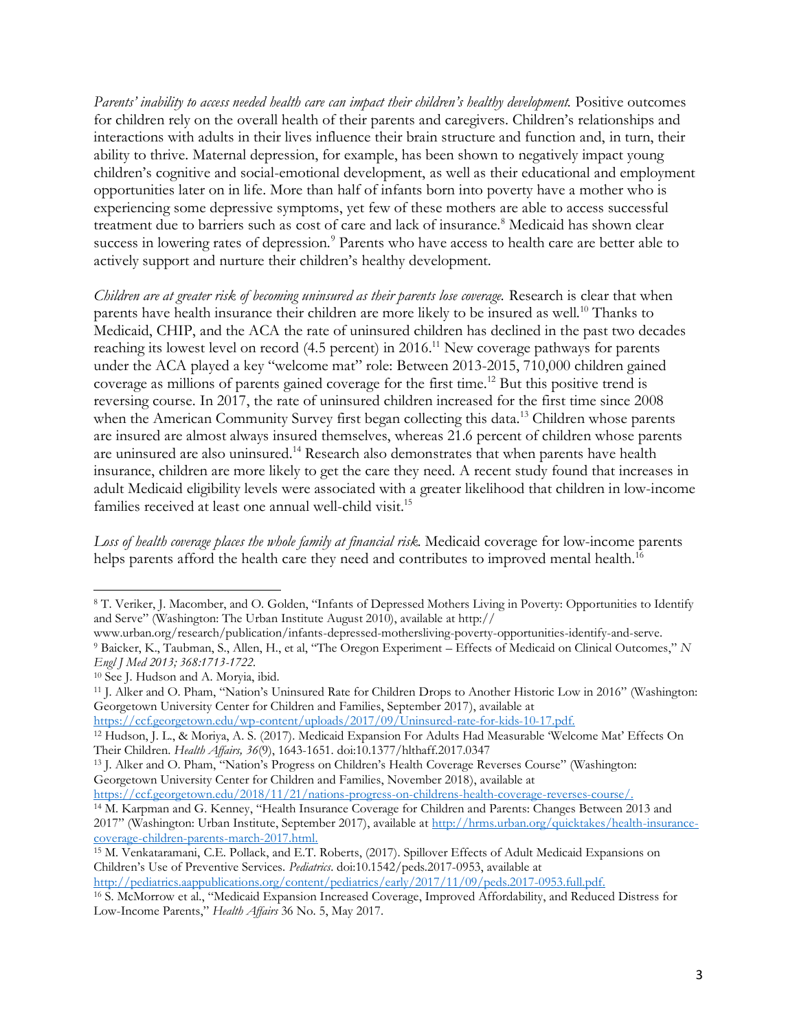*Parents' inability to access needed health care can impact their children's healthy development.* Positive outcomes for children rely on the overall health of their parents and caregivers. Children's relationships and interactions with adults in their lives influence their brain structure and function and, in turn, their ability to thrive. Maternal depression, for example, has been shown to negatively impact young children's cognitive and social-emotional development, as well as their educational and employment opportunities later on in life. More than half of infants born into poverty have a mother who is experiencing some depressive symptoms, yet few of these mothers are able to access successful treatment due to barriers such as cost of care and lack of insurance.[8] Medicaid has shown clear success in lowering rates of depression.[9] Parents who have access to health care are better able to actively support and nurture their children's healthy development.

*Children are at greater risk of becoming uninsured as their parents lose coverage.* Research is clear that when parents have health insurance their children are more likely to be insured as well.[10] Thanks to Medicaid, CHIP, and the ACA the rate of uninsured children has declined in the past two decades reaching its lowest level on record (4.5 percent) in 2016.[11] New coverage pathways for parents under the ACA played a key "welcome mat" role: Between 2013-2015, 710,000 children gained coverage as millions of parents gained coverage for the first time.[12] But this positive trend is reversing course. In 2017, the rate of uninsured children increased for the first time since 2008 when the American Community Survey first began collecting this data.[13] Children whose parents are insured are almost always insured themselves, whereas 21.6 percent of children whose parents are uninsured are also uninsured.[14] Research also demonstrates that when parents have health insurance, children are more likely to get the care they need. A recent study found that increases in adult Medicaid eligibility levels were associated with a greater likelihood that children in low-income families received at least one annual well-child visit.[15]

*Loss of health coverage places the whole family at financial risk.* Medicaid coverage for low-income parents helps parents afford the health care they need and contributes to improved mental health.[16]

---

[8] T. Veriker, J. Macomber, and O. Golden, "Infants of Depressed Mothers Living in Poverty: Opportunities to Identify and Serve" (Washington: The Urban Institute August 2010), available at http:// www.urban.org/research/publication/infants-depressed-mothersliving-poverty-opportunities-identify-and-serve.

[9] Baicker, K., Taubman, S., Allen, H., et al, "The Oregon Experiment – Effects of Medicaid on Clinical Outcomes," *N Engl J Med 2013; 368:1713-1722.*

[10] See J. Hudson and A. Moryia, ibid.

[11] J. Alker and O. Pham, "Nation's Uninsured Rate for Children Drops to Another Historic Low in 2016" (Washington: Georgetown University Center for Children and Families, September 2017), available at https://ccf.georgetown.edu/wp-content/uploads/2017/09/Uninsured-rate-for-kids-10-17.pdf.

[12] Hudson, J. L., & Moriya, A. S. (2017). Medicaid Expansion For Adults Had Measurable 'Welcome Mat' Effects On Their Children. *Health Affairs, 36*(9), 1643-1651. doi:10.1377/hlthaff.2017.0347

[13] J. Alker and O. Pham, "Nation's Progress on Children's Health Coverage Reverses Course" (Washington: Georgetown University Center for Children and Families, November 2018), available at https://ccf.georgetown.edu/2018/11/21/nations-progress-on-childrens-health-coverage-reverses-course/.

[14] M. Karpman and G. Kenney, "Health Insurance Coverage for Children and Parents: Changes Between 2013 and 2017" (Washington: Urban Institute, September 2017), available at http://hrms.urban.org/quicktakes/health-insurance-coverage-children-parents-march-2017.html.

[15] M. Venkataramani, C.E. Pollack, and E.T. Roberts, (2017). Spillover Effects of Adult Medicaid Expansions on Children's Use of Preventive Services. *Pediatrics*. doi:10.1542/peds.2017-0953, available at http://pediatrics.aappublications.org/content/pediatrics/early/2017/11/09/peds.2017-0953.full.pdf.

[16] S. McMorrow et al., "Medicaid Expansion Increased Coverage, Improved Affordability, and Reduced Distress for Low-Income Parents," *Health Affairs* 36 No. 5, May 2017.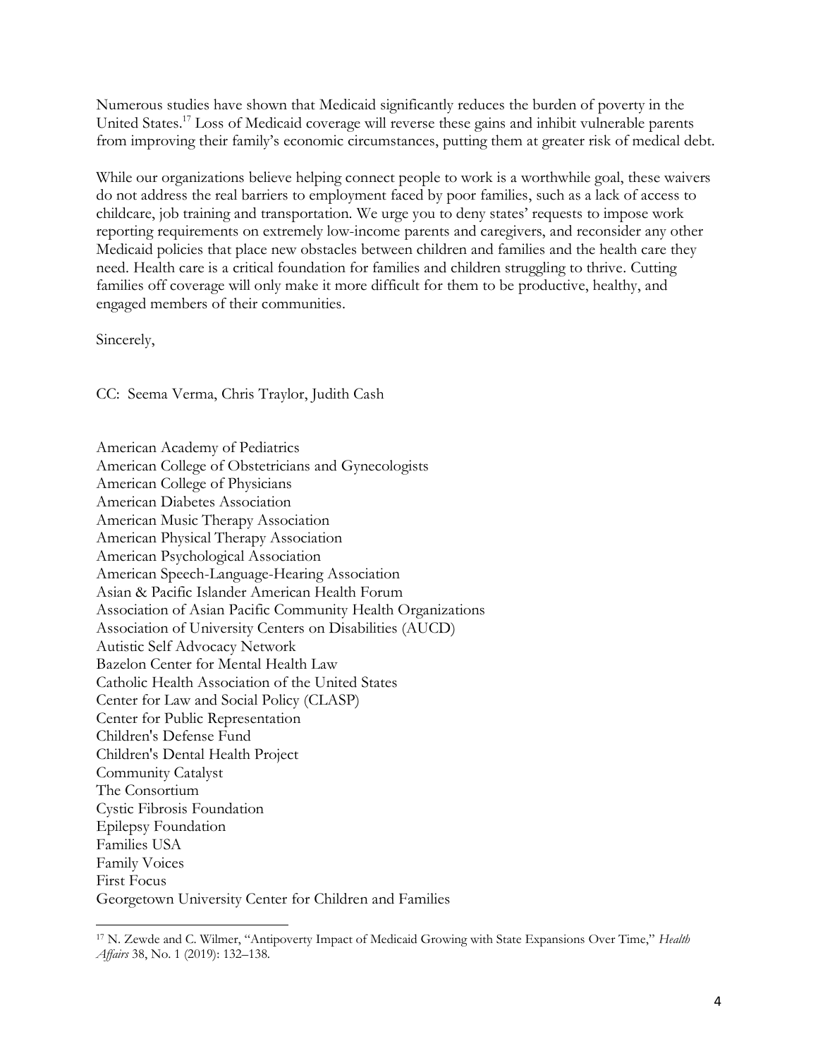Numerous studies have shown that Medicaid significantly reduces the burden of poverty in the United States.[17] Loss of Medicaid coverage will reverse these gains and inhibit vulnerable parents from improving their family's economic circumstances, putting them at greater risk of medical debt.

While our organizations believe helping connect people to work is a worthwhile goal, these waivers do not address the real barriers to employment faced by poor families, such as a lack of access to childcare, job training and transportation. We urge you to deny states' requests to impose work reporting requirements on extremely low-income parents and caregivers, and reconsider any other Medicaid policies that place new obstacles between children and families and the health care they need. Health care is a critical foundation for families and children struggling to thrive. Cutting families off coverage will only make it more difficult for them to be productive, healthy, and engaged members of their communities.

Sincerely,

CC: Seema Verma, Chris Traylor, Judith Cash

American Academy of Pediatrics
American College of Obstetricians and Gynecologists
American College of Physicians
American Diabetes Association
American Music Therapy Association
American Physical Therapy Association
American Psychological Association
American Speech-Language-Hearing Association
Asian & Pacific Islander American Health Forum
Association of Asian Pacific Community Health Organizations
Association of University Centers on Disabilities (AUCD)
Autistic Self Advocacy Network
Bazelon Center for Mental Health Law
Catholic Health Association of the United States
Center for Law and Social Policy (CLASP)
Center for Public Representation
Children's Defense Fund
Children's Dental Health Project
Community Catalyst
The Consortium
Cystic Fibrosis Foundation
Epilepsy Foundation
Families USA
Family Voices
First Focus
Georgetown University Center for Children and Families

[17] N. Zewde and C. Wilmer, "Antipoverty Impact of Medicaid Growing with State Expansions Over Time," *Health Affairs* 38, No. 1 (2019): 132–138.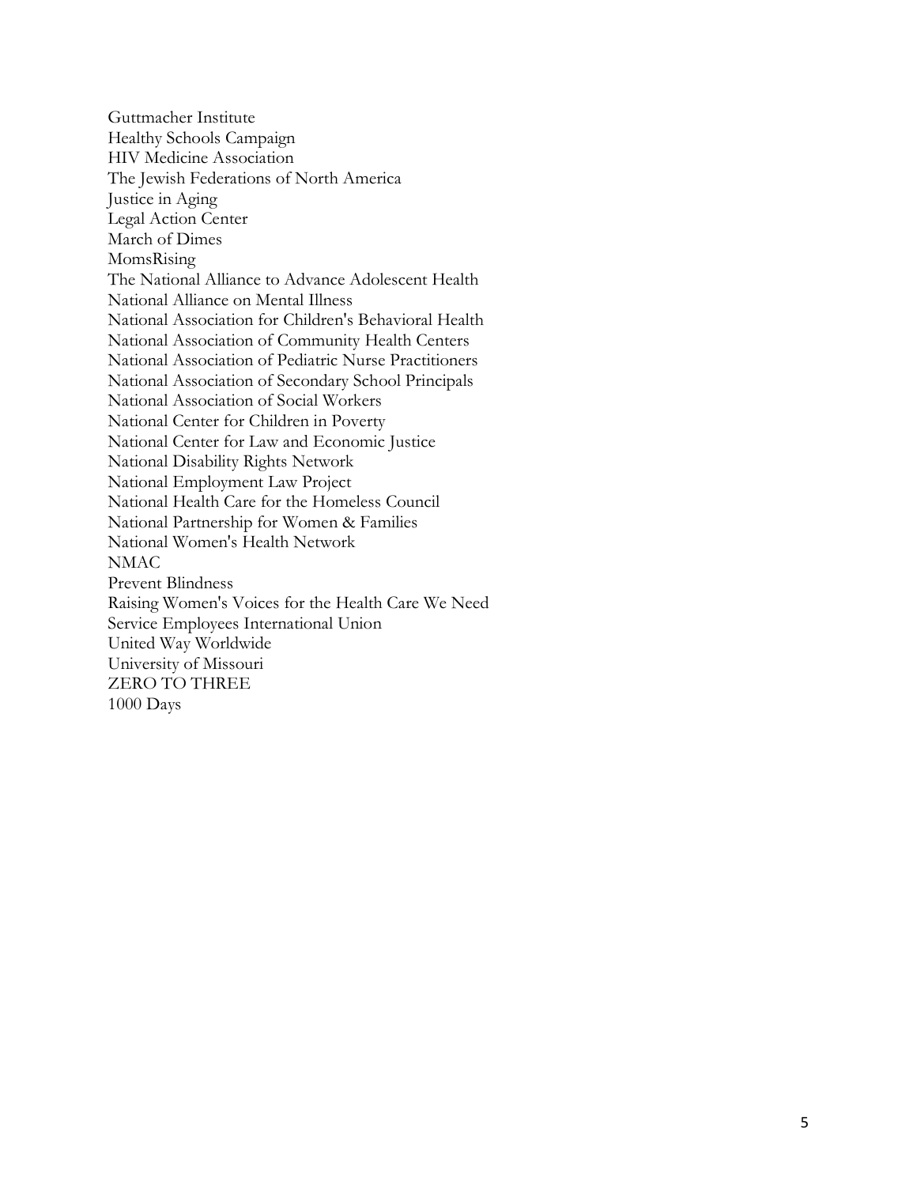Guttmacher Institute
Healthy Schools Campaign
HIV Medicine Association
The Jewish Federations of North America
Justice in Aging
Legal Action Center
March of Dimes
MomsRising
The National Alliance to Advance Adolescent Health
National Alliance on Mental Illness
National Association for Children's Behavioral Health
National Association of Community Health Centers
National Association of Pediatric Nurse Practitioners
National Association of Secondary School Principals
National Association of Social Workers
National Center for Children in Poverty
National Center for Law and Economic Justice
National Disability Rights Network
National Employment Law Project
National Health Care for the Homeless Council
National Partnership for Women & Families
National Women's Health Network
NMAC
Prevent Blindness
Raising Women's Voices for the Health Care We Need
Service Employees International Union
United Way Worldwide
University of Missouri
ZERO TO THREE
1000 Days